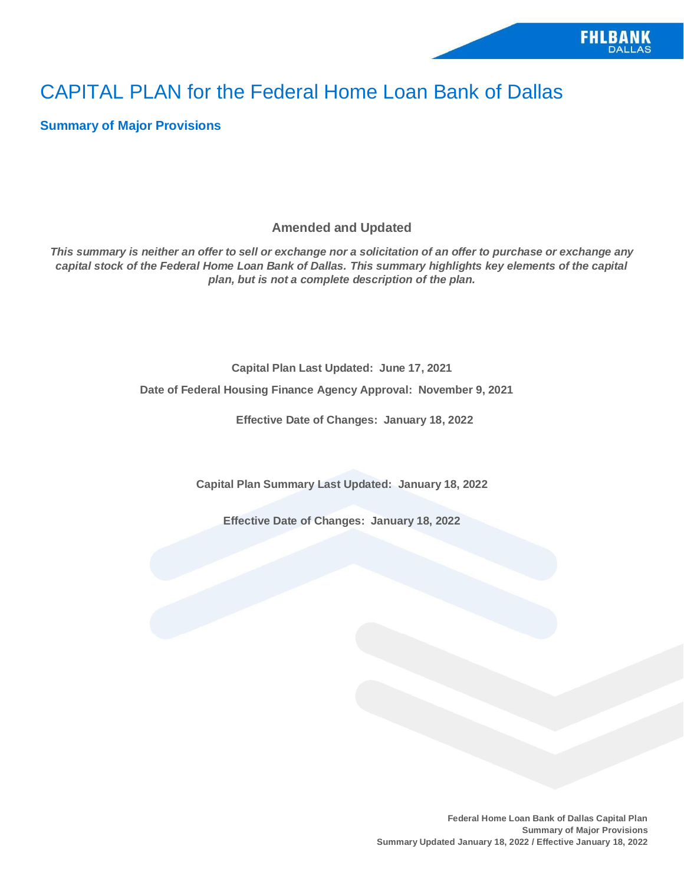# CAPITAL PLAN for the Federal Home Loan Bank of Dallas

## Summary of Major Provisions

**Amended and Updated**

***This summary is neither an offer to sell or exchange nor a solicitation of an offer to purchase or exchange any capital stock of the Federal Home Loan Bank of Dallas. This summary highlights key elements of the capital plan, but is not a complete description of the plan.***

**Capital Plan Last Updated: June 17, 2021**

**Date of Federal Housing Finance Agency Approval: November 9, 2021**

**Effective Date of Changes: January 18, 2022**

**Capital Plan Summary Last Updated: January 18, 2022**

**Effective Date of Changes: January 18, 2022**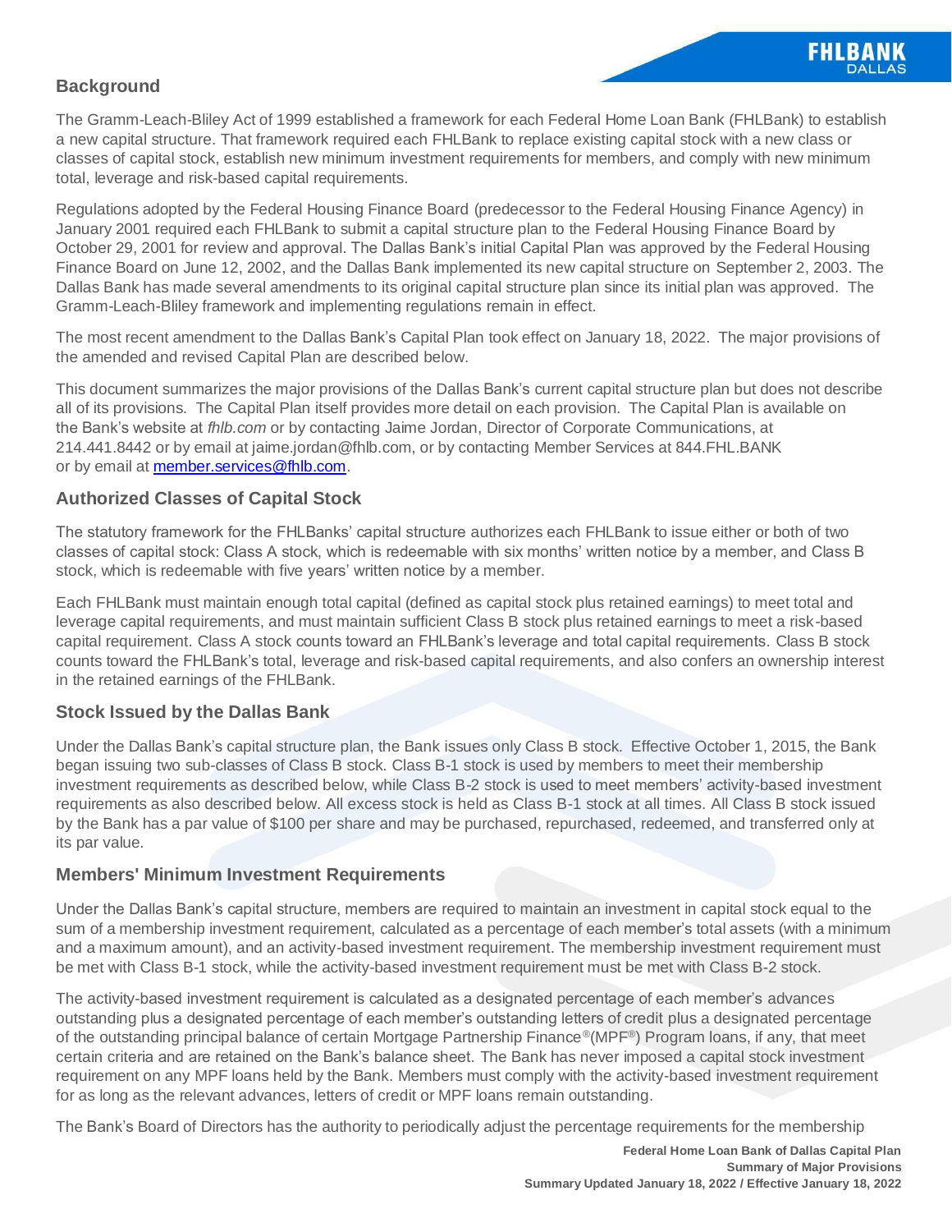## Background

The Gramm-Leach-Bliley Act of 1999 established a framework for each Federal Home Loan Bank (FHLBank) to establish a new capital structure. That framework required each FHLBank to replace existing capital stock with a new class or classes of capital stock, establish new minimum investment requirements for members, and comply with new minimum total, leverage and risk-based capital requirements.

Regulations adopted by the Federal Housing Finance Board (predecessor to the Federal Housing Finance Agency) in January 2001 required each FHLBank to submit a capital structure plan to the Federal Housing Finance Board by October 29, 2001 for review and approval. The Dallas Bank's initial Capital Plan was approved by the Federal Housing Finance Board on June 12, 2002, and the Dallas Bank implemented its new capital structure on September 2, 2003. The Dallas Bank has made several amendments to its original capital structure plan since its initial plan was approved. The Gramm-Leach-Bliley framework and implementing regulations remain in effect.

The most recent amendment to the Dallas Bank's Capital Plan took effect on January 18, 2022. The major provisions of the amended and revised Capital Plan are described below.

This document summarizes the major provisions of the Dallas Bank's current capital structure plan but does not describe all of its provisions. The Capital Plan itself provides more detail on each provision. The Capital Plan is available on the Bank's website at *fhlb.com* or by contacting Jaime Jordan, Director of Corporate Communications, at 214.441.8442 or by email at jaime.jordan@fhlb.com, or by contacting Member Services at 844.FHL.BANK or by email at member.services@fhlb.com.

## Authorized Classes of Capital Stock

The statutory framework for the FHLBanks' capital structure authorizes each FHLBank to issue either or both of two classes of capital stock: Class A stock, which is redeemable with six months' written notice by a member, and Class B stock, which is redeemable with five years' written notice by a member.

Each FHLBank must maintain enough total capital (defined as capital stock plus retained earnings) to meet total and leverage capital requirements, and must maintain sufficient Class B stock plus retained earnings to meet a risk-based capital requirement. Class A stock counts toward an FHLBank's leverage and total capital requirements. Class B stock counts toward the FHLBank's total, leverage and risk-based capital requirements, and also confers an ownership interest in the retained earnings of the FHLBank.

## Stock Issued by the Dallas Bank

Under the Dallas Bank's capital structure plan, the Bank issues only Class B stock. Effective October 1, 2015, the Bank began issuing two sub-classes of Class B stock. Class B-1 stock is used by members to meet their membership investment requirements as described below, while Class B-2 stock is used to meet members' activity-based investment requirements as also described below. All excess stock is held as Class B-1 stock at all times. All Class B stock issued by the Bank has a par value of $100 per share and may be purchased, repurchased, redeemed, and transferred only at its par value.

## Members' Minimum Investment Requirements

Under the Dallas Bank's capital structure, members are required to maintain an investment in capital stock equal to the sum of a membership investment requirement, calculated as a percentage of each member's total assets (with a minimum and a maximum amount), and an activity-based investment requirement. The membership investment requirement must be met with Class B-1 stock, while the activity-based investment requirement must be met with Class B-2 stock.

The activity-based investment requirement is calculated as a designated percentage of each member's advances outstanding plus a designated percentage of each member's outstanding letters of credit plus a designated percentage of the outstanding principal balance of certain Mortgage Partnership Finance®(MPF®) Program loans, if any, that meet certain criteria and are retained on the Bank's balance sheet. The Bank has never imposed a capital stock investment requirement on any MPF loans held by the Bank. Members must comply with the activity-based investment requirement for as long as the relevant advances, letters of credit or MPF loans remain outstanding.

The Bank's Board of Directors has the authority to periodically adjust the percentage requirements for the membership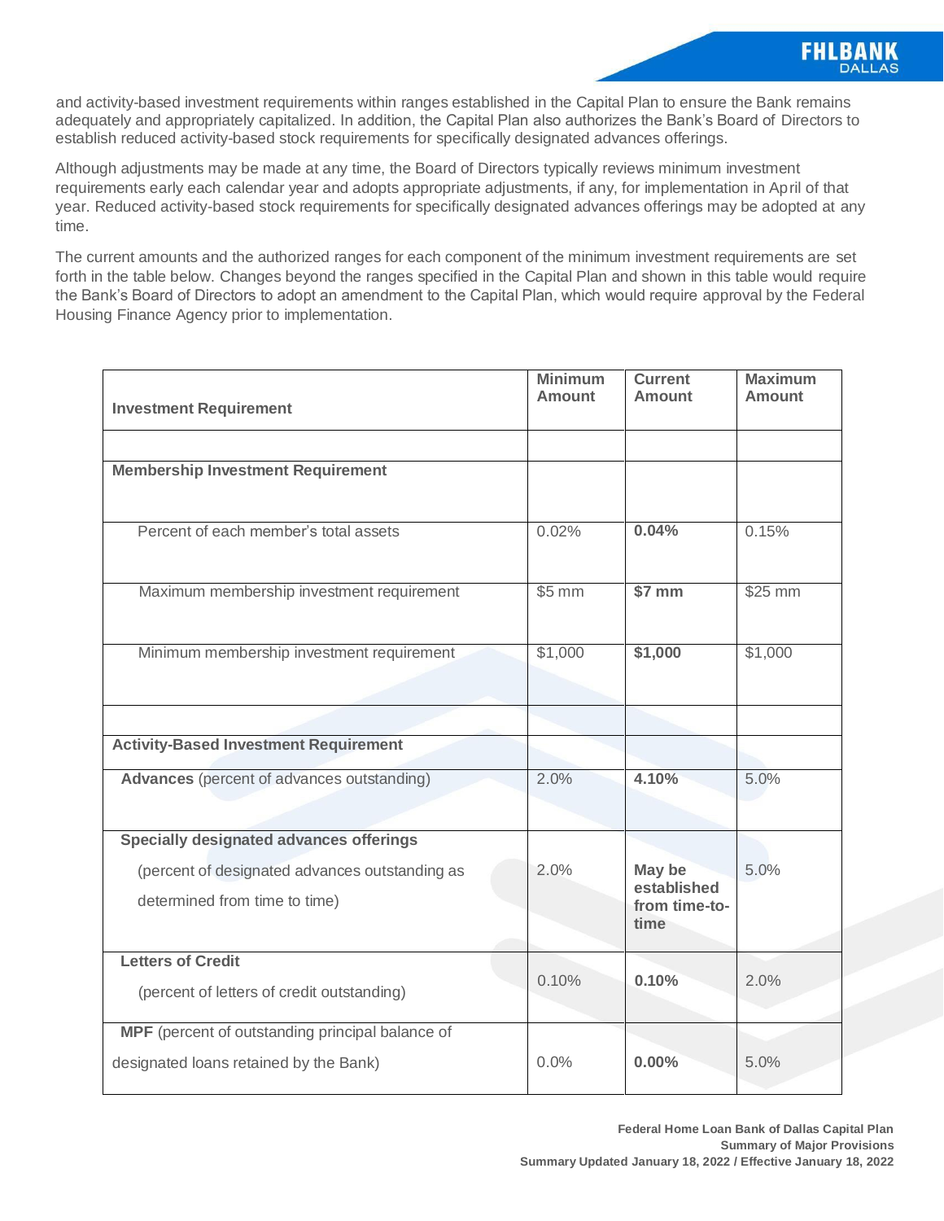and activity-based investment requirements within ranges established in the Capital Plan to ensure the Bank remains adequately and appropriately capitalized. In addition, the Capital Plan also authorizes the Bank's Board of Directors to establish reduced activity-based stock requirements for specifically designated advances offerings.

Although adjustments may be made at any time, the Board of Directors typically reviews minimum investment requirements early each calendar year and adopts appropriate adjustments, if any, for implementation in April of that year. Reduced activity-based stock requirements for specifically designated advances offerings may be adopted at any time.

The current amounts and the authorized ranges for each component of the minimum investment requirements are set forth in the table below. Changes beyond the ranges specified in the Capital Plan and shown in this table would require the Bank's Board of Directors to adopt an amendment to the Capital Plan, which would require approval by the Federal Housing Finance Agency prior to implementation.

| Investment Requirement | Minimum Amount | Current Amount | Maximum Amount |
|---|---|---|---|
| | | | |
| **Membership Investment Requirement** | | | |
| Percent of each member's total assets | 0.02% | **0.04%** | 0.15% |
| Maximum membership investment requirement | $5 mm | **$7 mm** | $25 mm |
| Minimum membership investment requirement | $1,000 | **$1,000** | $1,000 |
| | | | |
| **Activity-Based Investment Requirement** | | | |
| **Advances** (percent of advances outstanding) | 2.0% | **4.10%** | 5.0% |
| **Specially designated advances offerings** (percent of designated advances outstanding as determined from time to time) | 2.0% | **May be established from time-to-time** | 5.0% |
| **Letters of Credit** (percent of letters of credit outstanding) | 0.10% | **0.10%** | 2.0% |
| **MPF** (percent of outstanding principal balance of designated loans retained by the Bank) | 0.0% | **0.00%** | 5.0% |

**Federal Home Loan Bank of Dallas Capital Plan**
**Summary of Major Provisions**
**Summary Updated January 18, 2022 / Effective January 18, 2022**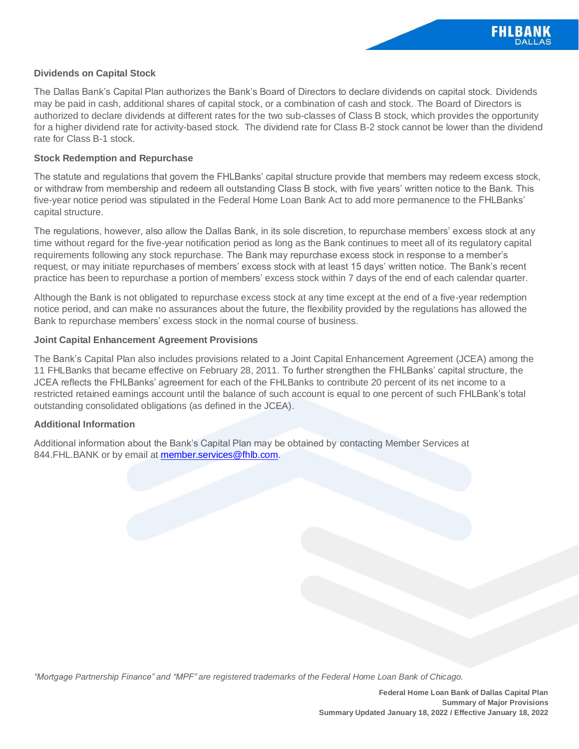### Dividends on Capital Stock

The Dallas Bank's Capital Plan authorizes the Bank's Board of Directors to declare dividends on capital stock. Dividends may be paid in cash, additional shares of capital stock, or a combination of cash and stock. The Board of Directors is authorized to declare dividends at different rates for the two sub-classes of Class B stock, which provides the opportunity for a higher dividend rate for activity-based stock. The dividend rate for Class B-2 stock cannot be lower than the dividend rate for Class B-1 stock.

### Stock Redemption and Repurchase

The statute and regulations that govern the FHLBanks' capital structure provide that members may redeem excess stock, or withdraw from membership and redeem all outstanding Class B stock, with five years' written notice to the Bank. This five-year notice period was stipulated in the Federal Home Loan Bank Act to add more permanence to the FHLBanks' capital structure.

The regulations, however, also allow the Dallas Bank, in its sole discretion, to repurchase members' excess stock at any time without regard for the five-year notification period as long as the Bank continues to meet all of its regulatory capital requirements following any stock repurchase. The Bank may repurchase excess stock in response to a member's request, or may initiate repurchases of members' excess stock with at least 15 days' written notice. The Bank's recent practice has been to repurchase a portion of members' excess stock within 7 days of the end of each calendar quarter.

Although the Bank is not obligated to repurchase excess stock at any time except at the end of a five-year redemption notice period, and can make no assurances about the future, the flexibility provided by the regulations has allowed the Bank to repurchase members' excess stock in the normal course of business.

### Joint Capital Enhancement Agreement Provisions

The Bank's Capital Plan also includes provisions related to a Joint Capital Enhancement Agreement (JCEA) among the 11 FHLBanks that became effective on February 28, 2011. To further strengthen the FHLBanks' capital structure, the JCEA reflects the FHLBanks' agreement for each of the FHLBanks to contribute 20 percent of its net income to a restricted retained earnings account until the balance of such account is equal to one percent of such FHLBank's total outstanding consolidated obligations (as defined in the JCEA).

### Additional Information

Additional information about the Bank's Capital Plan may be obtained by contacting Member Services at 844.FHL.BANK or by email at member.services@fhlb.com.

*"Mortgage Partnership Finance" and "MPF" are registered trademarks of the Federal Home Loan Bank of Chicago.*

**Federal Home Loan Bank of Dallas Capital Plan**
**Summary of Major Provisions**
**Summary Updated January 18, 2022 / Effective January 18, 2022**